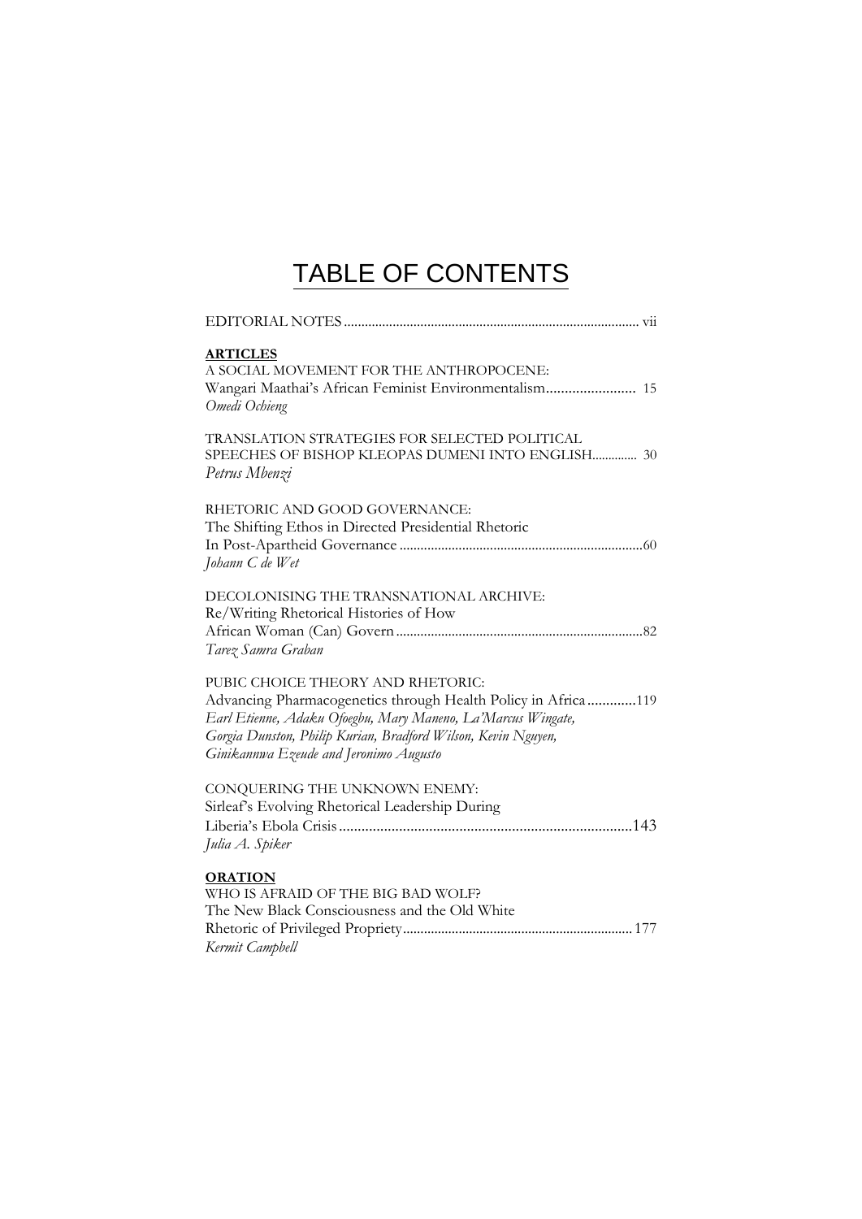# TABLE OF CONTENTS

EDITORIAL NOTES ..................................................................................... vii

**ARTICLES**

A SOCIAL MOVEMENT FOR THE ANTHROPOCENE:
Wangari Maathai's African Feminist Environmentalism........................ 15
*Omedi Ochieng*

TRANSLATION STRATEGIES FOR SELECTED POLITICAL SPEECHES OF BISHOP KLEOPAS DUMENI INTO ENGLISH.............. 30
*Petrus Mbenzi*

RHETORIC AND GOOD GOVERNANCE:
The Shifting Ethos in Directed Presidential Rhetoric
In Post-Apartheid Governance ......................................................................60
*Johann C de Wet*

DECOLONISING THE TRANSNATIONAL ARCHIVE:
Re/Writing Rhetorical Histories of How
African Woman (Can) Govern .......................................................................82
*Tarez Samra Graban*

PUBIC CHOICE THEORY AND RHETORIC:
Advancing Pharmacogenetics through Health Policy in Africa .............119
*Earl Etienne, Adaku Ofoegbu, Mary Maneno, La'Marcus Wingate, Gorgia Dunston, Philip Kurian, Bradford Wilson, Kevin Nguyen, Ginikannwa Ezeude and Jeronimo Augusto*

CONQUERING THE UNKNOWN ENEMY:
Sirleaf's Evolving Rhetorical Leadership During
Liberia's Ebola Crisis ..............................................................................143
*Julia A. Spiker*

**ORATION**

WHO IS AFRAID OF THE BIG BAD WOLF?
The New Black Consciousness and the Old White
Rhetoric of Privileged Propriety.................................................................177
*Kermit Campbell*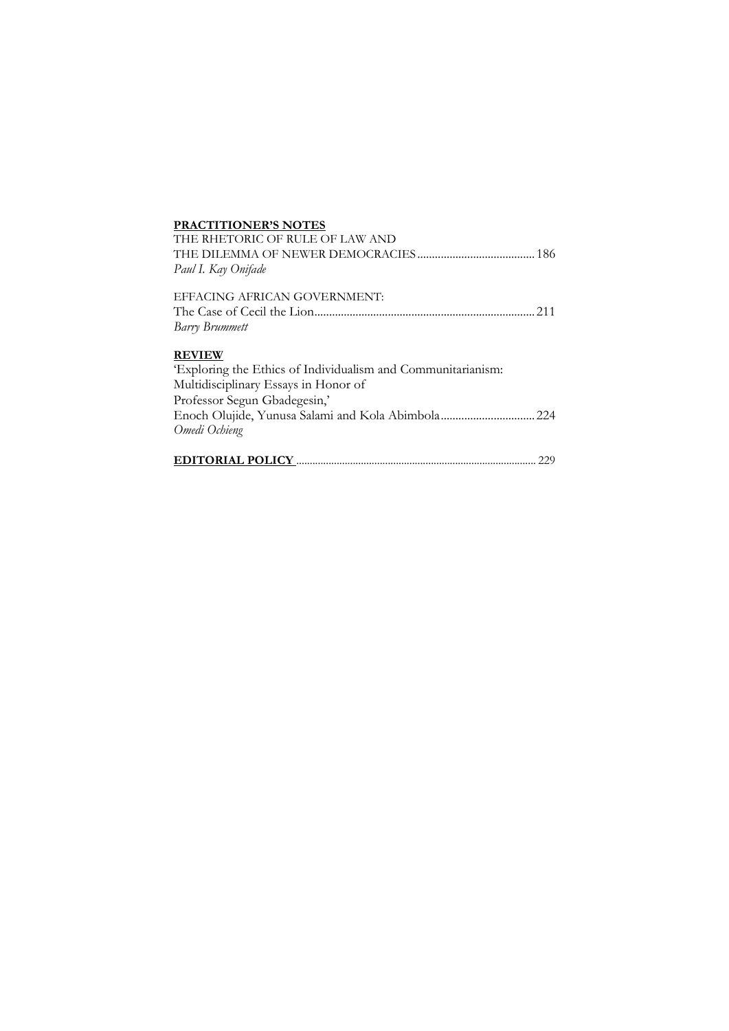**PRACTITIONER'S NOTES**

THE RHETORIC OF RULE OF LAW AND
THE DILEMMA OF NEWER DEMOCRACIES........................................186
*Paul I. Kay Onifade*

EFFACING AFRICAN GOVERNMENT:
The Case of Cecil the Lion............................................................................211
*Barry Brummett*

**REVIEW**

'Exploring the Ethics of Individualism and Communitarianism:
Multidisciplinary Essays in Honor of
Professor Segun Gbadegesin,'
Enoch Olujide, Yunusa Salami and Kola Abimbola................................224
*Omedi Ochieng*

**EDITORIAL POLICY** .......................................................................................229